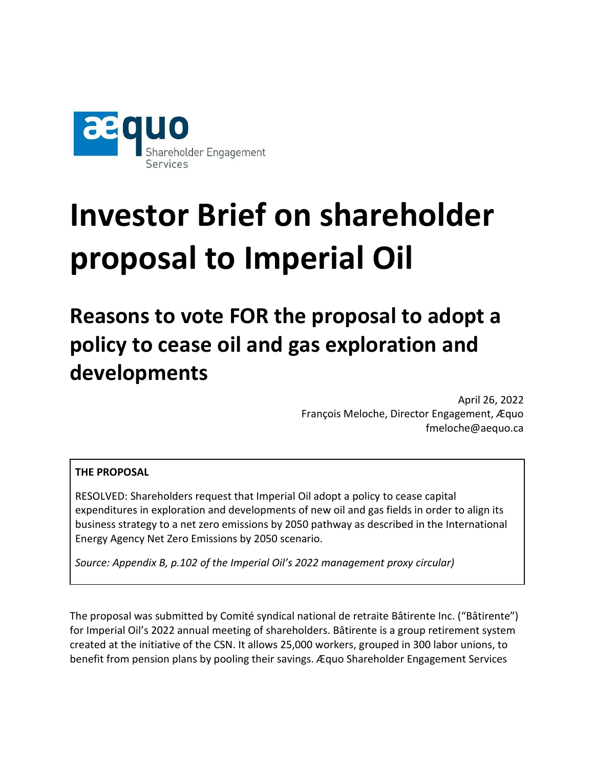æquo Shareholder Engagement Services

# Investor Brief on shareholder proposal to Imperial Oil

## Reasons to vote FOR the proposal to adopt a policy to cease oil and gas exploration and developments

April 26, 2022
François Meloche, Director Engagement, Æquo
fmeloche@aequo.ca

> **THE PROPOSAL**
>
> RESOLVED: Shareholders request that Imperial Oil adopt a policy to cease capital expenditures in exploration and developments of new oil and gas fields in order to align its business strategy to a net zero emissions by 2050 pathway as described in the International Energy Agency Net Zero Emissions by 2050 scenario.
>
> *Source: Appendix B, p.102 of the Imperial Oil's 2022 management proxy circular)*

The proposal was submitted by Comité syndical national de retraite Bâtirente Inc. ("Bâtirente") for Imperial Oil's 2022 annual meeting of shareholders. Bâtirente is a group retirement system created at the initiative of the CSN. It allows 25,000 workers, grouped in 300 labor unions, to benefit from pension plans by pooling their savings. Æquo Shareholder Engagement Services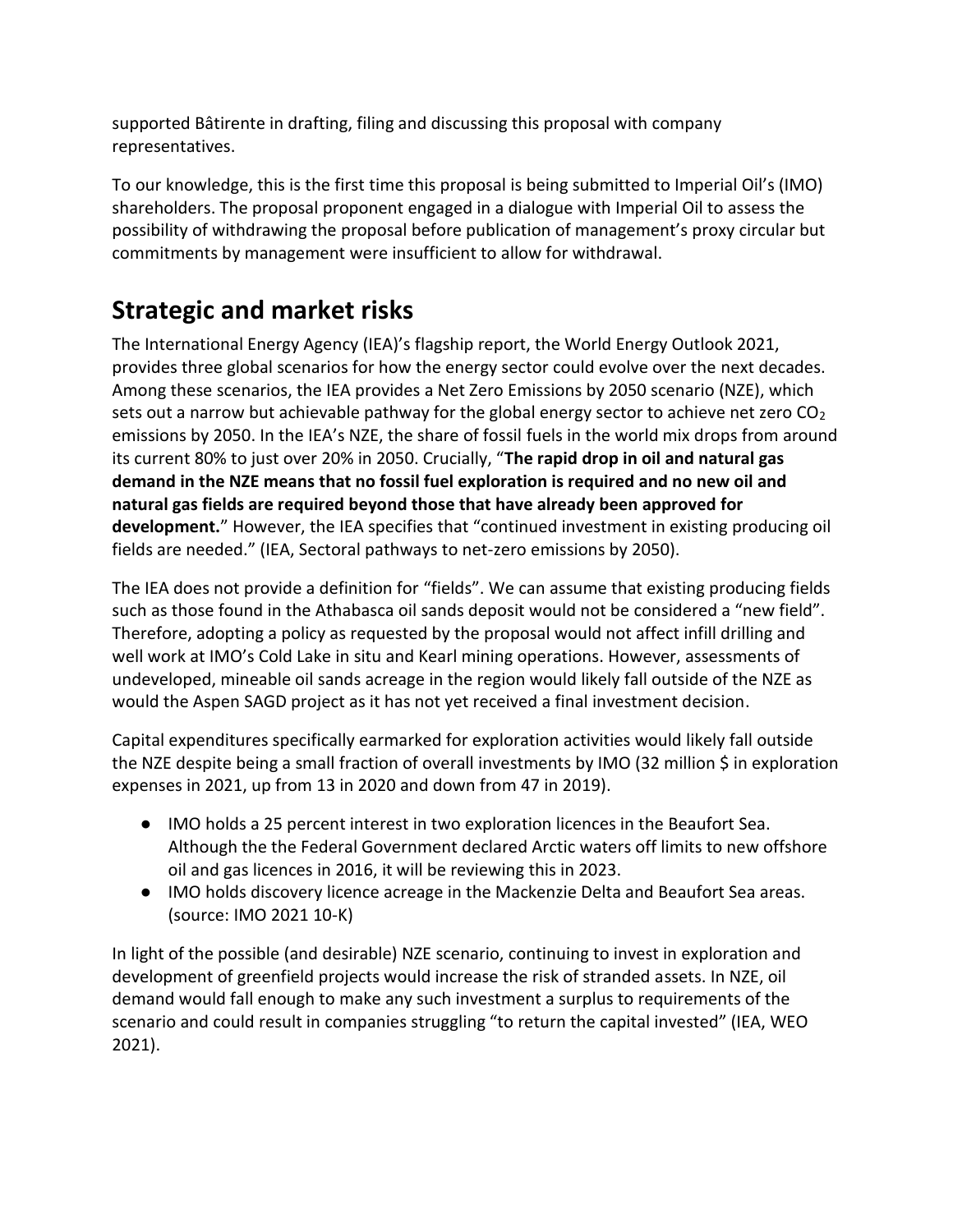supported Bâtirente in drafting, filing and discussing this proposal with company representatives.

To our knowledge, this is the first time this proposal is being submitted to Imperial Oil's (IMO) shareholders. The proposal proponent engaged in a dialogue with Imperial Oil to assess the possibility of withdrawing the proposal before publication of management's proxy circular but commitments by management were insufficient to allow for withdrawal.

## Strategic and market risks

The International Energy Agency (IEA)'s flagship report, the World Energy Outlook 2021, provides three global scenarios for how the energy sector could evolve over the next decades. Among these scenarios, the IEA provides a Net Zero Emissions by 2050 scenario (NZE), which sets out a narrow but achievable pathway for the global energy sector to achieve net zero $CO_2$ emissions by 2050. In the IEA's NZE, the share of fossil fuels in the world mix drops from around its current 80% to just over 20% in 2050. Crucially, "**The rapid drop in oil and natural gas demand in the NZE means that no fossil fuel exploration is required and no new oil and natural gas fields are required beyond those that have already been approved for development.**" However, the IEA specifies that "continued investment in existing producing oil fields are needed." (IEA, Sectoral pathways to net-zero emissions by 2050).

The IEA does not provide a definition for "fields". We can assume that existing producing fields such as those found in the Athabasca oil sands deposit would not be considered a "new field". Therefore, adopting a policy as requested by the proposal would not affect infill drilling and well work at IMO's Cold Lake in situ and Kearl mining operations. However, assessments of undeveloped, mineable oil sands acreage in the region would likely fall outside of the NZE as would the Aspen SAGD project as it has not yet received a final investment decision.

Capital expenditures specifically earmarked for exploration activities would likely fall outside the NZE despite being a small fraction of overall investments by IMO (32 million $ in exploration expenses in 2021, up from 13 in 2020 and down from 47 in 2019).

- IMO holds a 25 percent interest in two exploration licences in the Beaufort Sea. Although the the Federal Government declared Arctic waters off limits to new offshore oil and gas licences in 2016, it will be reviewing this in 2023.
- IMO holds discovery licence acreage in the Mackenzie Delta and Beaufort Sea areas. (source: IMO 2021 10-K)

In light of the possible (and desirable) NZE scenario, continuing to invest in exploration and development of greenfield projects would increase the risk of stranded assets. In NZE, oil demand would fall enough to make any such investment a surplus to requirements of the scenario and could result in companies struggling "to return the capital invested" (IEA, WEO 2021).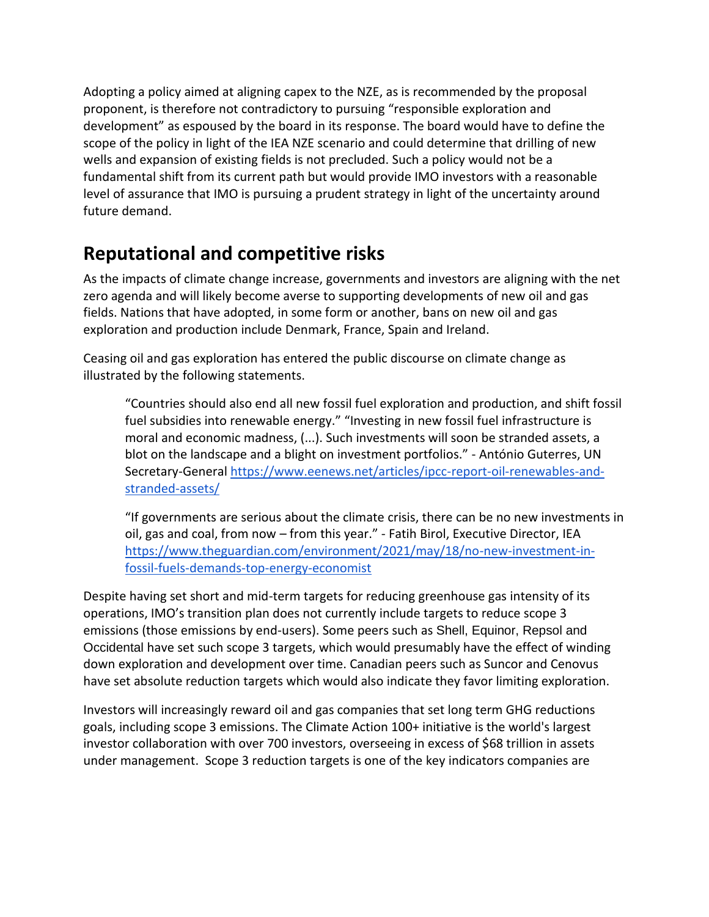Adopting a policy aimed at aligning capex to the NZE, as is recommended by the proposal proponent, is therefore not contradictory to pursuing "responsible exploration and development" as espoused by the board in its response. The board would have to define the scope of the policy in light of the IEA NZE scenario and could determine that drilling of new wells and expansion of existing fields is not precluded. Such a policy would not be a fundamental shift from its current path but would provide IMO investors with a reasonable level of assurance that IMO is pursuing a prudent strategy in light of the uncertainty around future demand.

## Reputational and competitive risks

As the impacts of climate change increase, governments and investors are aligning with the net zero agenda and will likely become averse to supporting developments of new oil and gas fields. Nations that have adopted, in some form or another, bans on new oil and gas exploration and production include Denmark, France, Spain and Ireland.

Ceasing oil and gas exploration has entered the public discourse on climate change as illustrated by the following statements.

> "Countries should also end all new fossil fuel exploration and production, and shift fossil fuel subsidies into renewable energy." "Investing in new fossil fuel infrastructure is moral and economic madness, (...). Such investments will soon be stranded assets, a blot on the landscape and a blight on investment portfolios." - António Guterres, UN Secretary-General [https://www.eenews.net/articles/ipcc-report-oil-renewables-and-stranded-assets/](https://www.eenews.net/articles/ipcc-report-oil-renewables-and-stranded-assets/)
>
> "If governments are serious about the climate crisis, there can be no new investments in oil, gas and coal, from now – from this year." - Fatih Birol, Executive Director, IEA [https://www.theguardian.com/environment/2021/may/18/no-new-investment-in-fossil-fuels-demands-top-energy-economist](https://www.theguardian.com/environment/2021/may/18/no-new-investment-in-fossil-fuels-demands-top-energy-economist)

Despite having set short and mid-term targets for reducing greenhouse gas intensity of its operations, IMO's transition plan does not currently include targets to reduce scope 3 emissions (those emissions by end-users). Some peers such as Shell, Equinor, Repsol and Occidental have set such scope 3 targets, which would presumably have the effect of winding down exploration and development over time. Canadian peers such as Suncor and Cenovus have set absolute reduction targets which would also indicate they favor limiting exploration.

Investors will increasingly reward oil and gas companies that set long term GHG reductions goals, including scope 3 emissions. The Climate Action 100+ initiative is the world's largest investor collaboration with over 700 investors, overseeing in excess of $68 trillion in assets under management. Scope 3 reduction targets is one of the key indicators companies are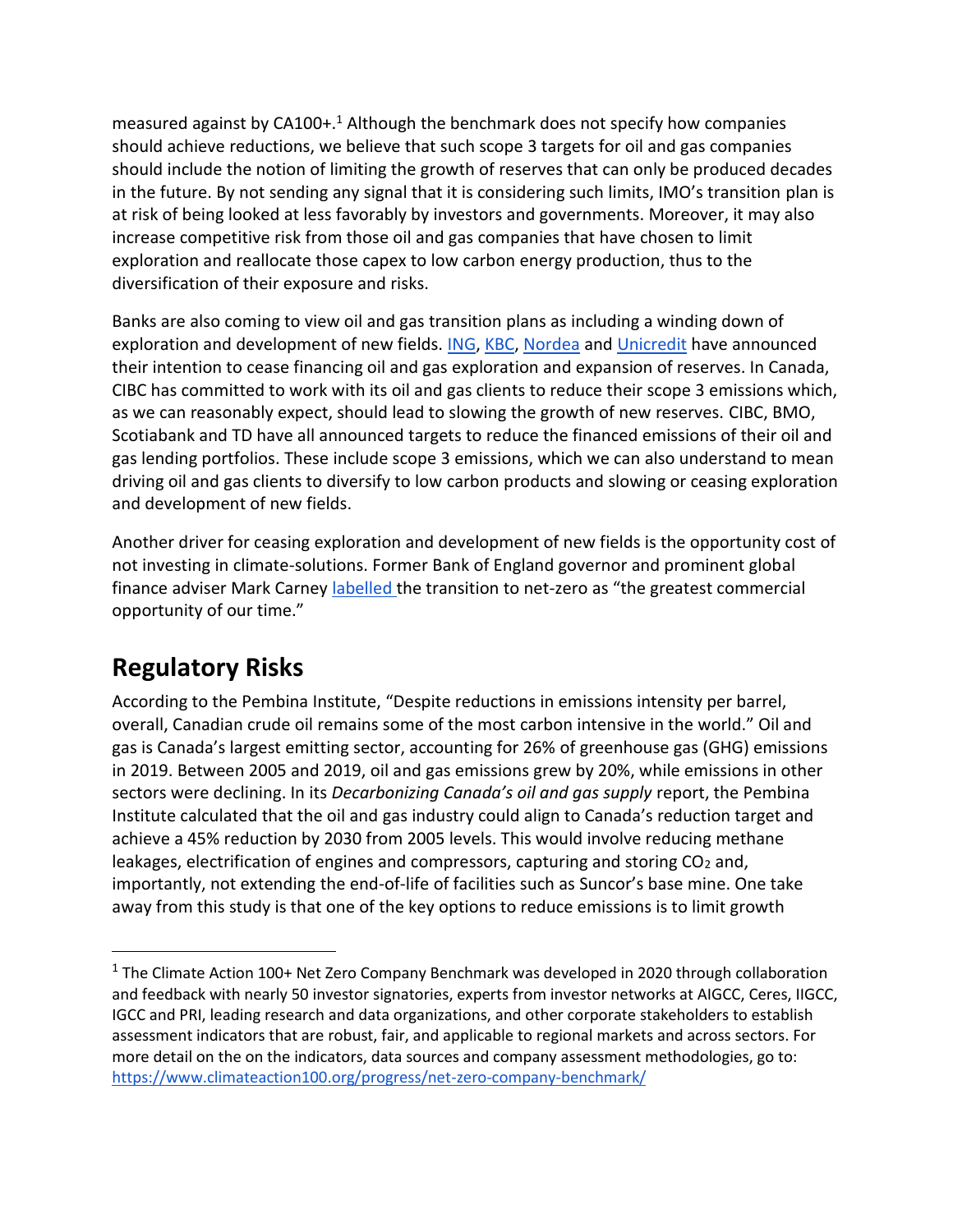measured against by CA100+.[1] Although the benchmark does not specify how companies should achieve reductions, we believe that such scope 3 targets for oil and gas companies should include the notion of limiting the growth of reserves that can only be produced decades in the future. By not sending any signal that it is considering such limits, IMO's transition plan is at risk of being looked at less favorably by investors and governments. Moreover, it may also increase competitive risk from those oil and gas companies that have chosen to limit exploration and reallocate those capex to low carbon energy production, thus to the diversification of their exposure and risks.

Banks are also coming to view oil and gas transition plans as including a winding down of exploration and development of new fields. ING, KBC, Nordea and Unicredit have announced their intention to cease financing oil and gas exploration and expansion of reserves. In Canada, CIBC has committed to work with its oil and gas clients to reduce their scope 3 emissions which, as we can reasonably expect, should lead to slowing the growth of new reserves. CIBC, BMO, Scotiabank and TD have all announced targets to reduce the financed emissions of their oil and gas lending portfolios. These include scope 3 emissions, which we can also understand to mean driving oil and gas clients to diversify to low carbon products and slowing or ceasing exploration and development of new fields.

Another driver for ceasing exploration and development of new fields is the opportunity cost of not investing in climate-solutions. Former Bank of England governor and prominent global finance adviser Mark Carney labelled the transition to net-zero as "the greatest commercial opportunity of our time."

## Regulatory Risks

According to the Pembina Institute, "Despite reductions in emissions intensity per barrel, overall, Canadian crude oil remains some of the most carbon intensive in the world." Oil and gas is Canada's largest emitting sector, accounting for 26% of greenhouse gas (GHG) emissions in 2019. Between 2005 and 2019, oil and gas emissions grew by 20%, while emissions in other sectors were declining. In its *Decarbonizing Canada's oil and gas supply* report, the Pembina Institute calculated that the oil and gas industry could align to Canada's reduction target and achieve a 45% reduction by 2030 from 2005 levels. This would involve reducing methane leakages, electrification of engines and compressors, capturing and storing $CO_2$ and, importantly, not extending the end-of-life of facilities such as Suncor's base mine. One take away from this study is that one of the key options to reduce emissions is to limit growth

---

[1] The Climate Action 100+ Net Zero Company Benchmark was developed in 2020 through collaboration and feedback with nearly 50 investor signatories, experts from investor networks at AIGCC, Ceres, IIGCC, IGCC and PRI, leading research and data organizations, and other corporate stakeholders to establish assessment indicators that are robust, fair, and applicable to regional markets and across sectors. For more detail on the on the indicators, data sources and company assessment methodologies, go to: https://www.climateaction100.org/progress/net-zero-company-benchmark/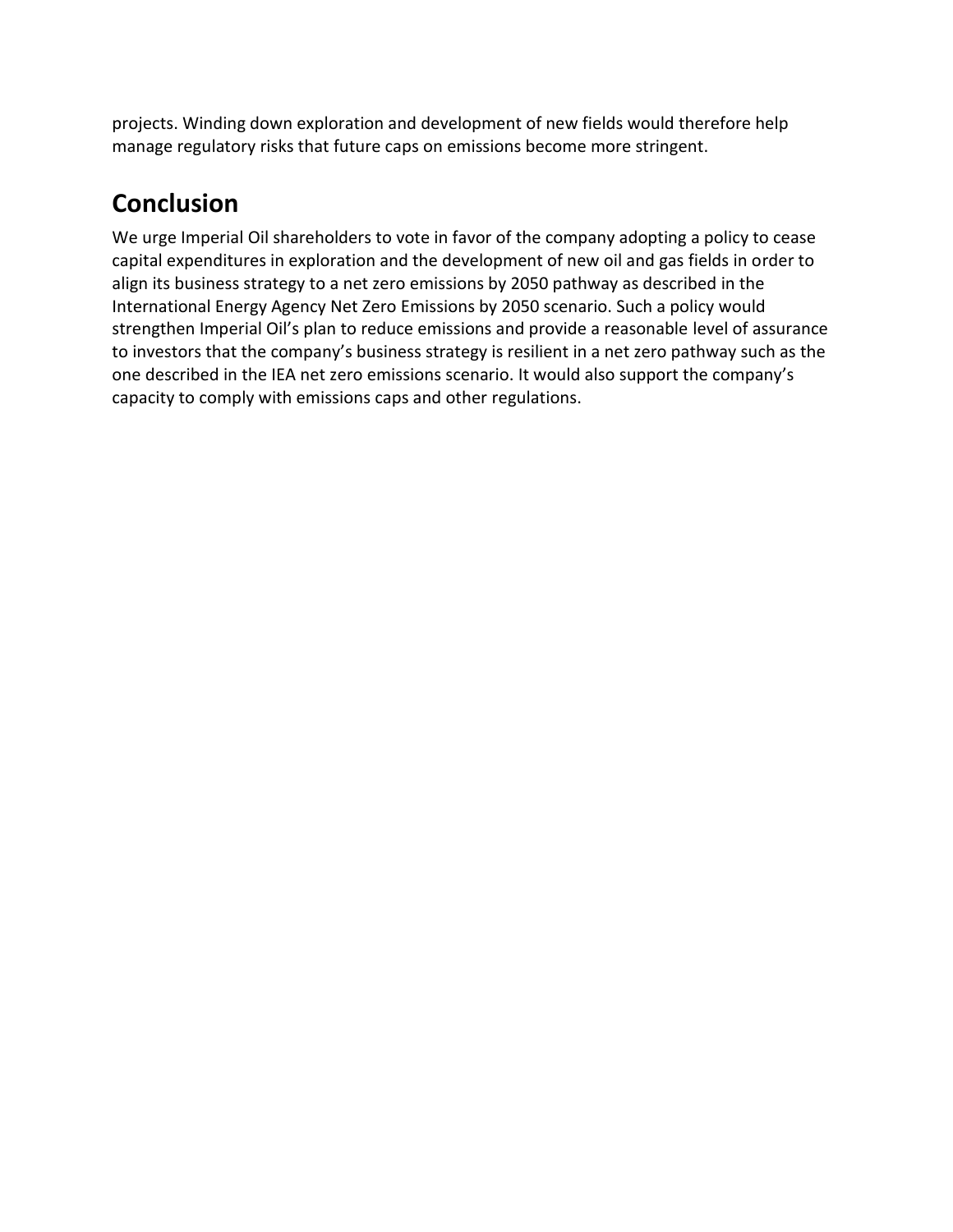projects. Winding down exploration and development of new fields would therefore help manage regulatory risks that future caps on emissions become more stringent.

## Conclusion

We urge Imperial Oil shareholders to vote in favor of the company adopting a policy to cease capital expenditures in exploration and the development of new oil and gas fields in order to align its business strategy to a net zero emissions by 2050 pathway as described in the International Energy Agency Net Zero Emissions by 2050 scenario. Such a policy would strengthen Imperial Oil's plan to reduce emissions and provide a reasonable level of assurance to investors that the company's business strategy is resilient in a net zero pathway such as the one described in the IEA net zero emissions scenario. It would also support the company's capacity to comply with emissions caps and other regulations.